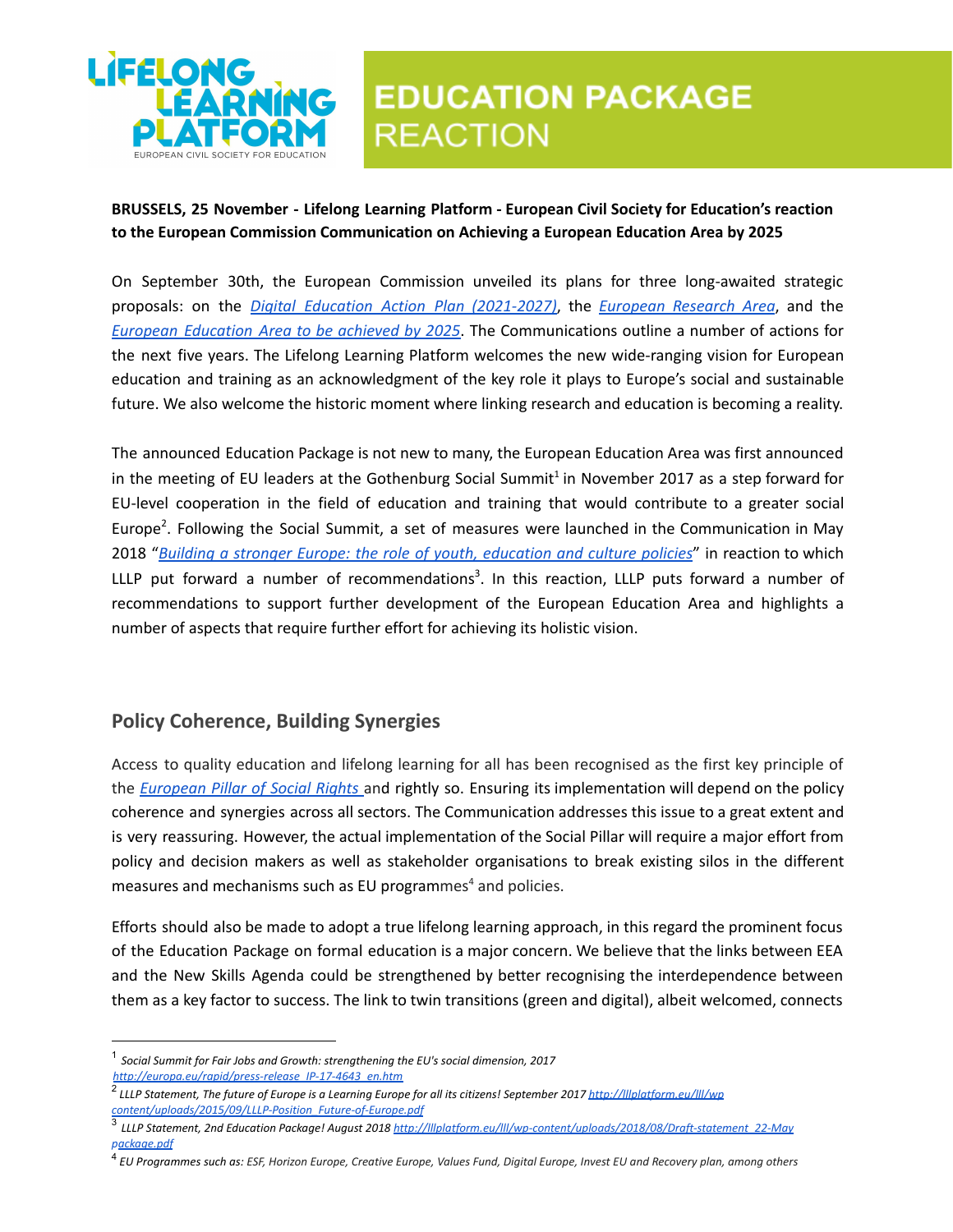# EDUCATION PACKAGE REACTION

**BRUSSELS, 25 November - Lifelong Learning Platform - European Civil Society for Education's reaction to the European Commission Communication on Achieving a European Education Area by 2025**

On September 30th, the European Commission unveiled its plans for three long-awaited strategic proposals: on the *Digital Education Action Plan (2021-2027)*, the *European Research Area*, and the *European Education Area to be achieved by 2025*. The Communications outline a number of actions for the next five years. The Lifelong Learning Platform welcomes the new wide-ranging vision for European education and training as an acknowledgment of the key role it plays to Europe's social and sustainable future. We also welcome the historic moment where linking research and education is becoming a reality.

The announced Education Package is not new to many, the European Education Area was first announced in the meeting of EU leaders at the Gothenburg Social Summit[1] in November 2017 as a step forward for EU-level cooperation in the field of education and training that would contribute to a greater social Europe[2]. Following the Social Summit, a set of measures were launched in the Communication in May 2018 "*Building a stronger Europe: the role of youth, education and culture policies*" in reaction to which LLLP put forward a number of recommendations[3]. In this reaction, LLLP puts forward a number of recommendations to support further development of the European Education Area and highlights a number of aspects that require further effort for achieving its holistic vision.

## Policy Coherence, Building Synergies

Access to quality education and lifelong learning for all has been recognised as the first key principle of the *European Pillar of Social Rights* and rightly so. Ensuring its implementation will depend on the policy coherence and synergies across all sectors. The Communication addresses this issue to a great extent and is very reassuring. However, the actual implementation of the Social Pillar will require a major effort from policy and decision makers as well as stakeholder organisations to break existing silos in the different measures and mechanisms such as EU programmes[4] and policies.

Efforts should also be made to adopt a true lifelong learning approach, in this regard the prominent focus of the Education Package on formal education is a major concern. We believe that the links between EEA and the New Skills Agenda could be strengthened by better recognising the interdependence between them as a key factor to success. The link to twin transitions (green and digital), albeit welcomed, connects

---

[1] *Social Summit for Fair Jobs and Growth: strengthening the EU's social dimension, 2017* *http://europa.eu/rapid/press-release_IP-17-4643_en.htm*

[2] *LLLP Statement, The future of Europe is a Learning Europe for all its citizens! September 2017* *http://lllplatform.eu/lll/wp content/uploads/2015/09/LLLP-Position_Future-of-Europe.pdf*

[3] *LLLP Statement, 2nd Education Package! August 2018* *http://lllplatform.eu/lll/wp-content/uploads/2018/08/Draft-statement_22-May package.pdf*

[4] *EU Programmes such as: ESF, Horizon Europe, Creative Europe, Values Fund, Digital Europe, Invest EU and Recovery plan, among others*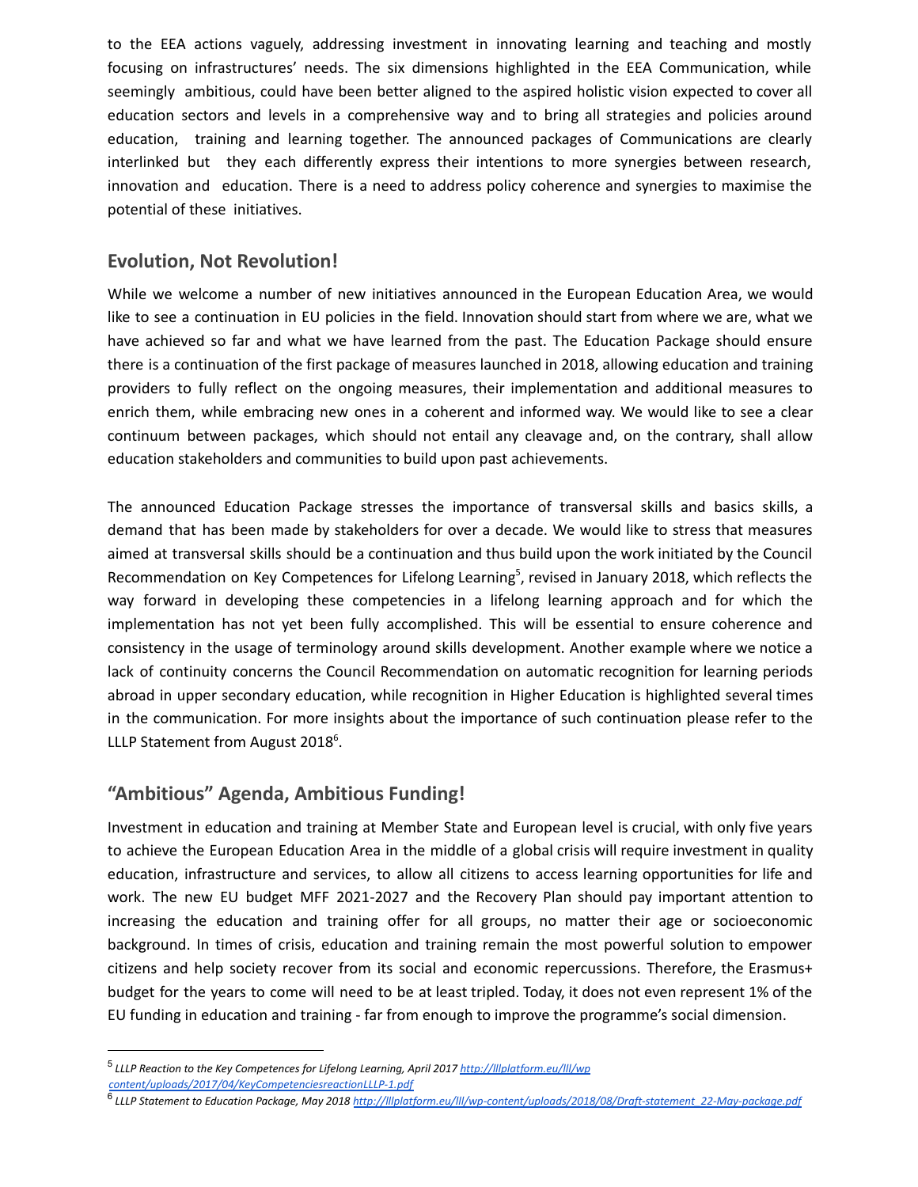to the EEA actions vaguely, addressing investment in innovating learning and teaching and mostly focusing on infrastructures' needs. The six dimensions highlighted in the EEA Communication, while seemingly ambitious, could have been better aligned to the aspired holistic vision expected to cover all education sectors and levels in a comprehensive way and to bring all strategies and policies around education, training and learning together. The announced packages of Communications are clearly interlinked but they each differently express their intentions to more synergies between research, innovation and education. There is a need to address policy coherence and synergies to maximise the potential of these initiatives.

## Evolution, Not Revolution!

While we welcome a number of new initiatives announced in the European Education Area, we would like to see a continuation in EU policies in the field. Innovation should start from where we are, what we have achieved so far and what we have learned from the past. The Education Package should ensure there is a continuation of the first package of measures launched in 2018, allowing education and training providers to fully reflect on the ongoing measures, their implementation and additional measures to enrich them, while embracing new ones in a coherent and informed way. We would like to see a clear continuum between packages, which should not entail any cleavage and, on the contrary, shall allow education stakeholders and communities to build upon past achievements.

The announced Education Package stresses the importance of transversal skills and basics skills, a demand that has been made by stakeholders for over a decade. We would like to stress that measures aimed at transversal skills should be a continuation and thus build upon the work initiated by the Council Recommendation on Key Competences for Lifelong Learning[5], revised in January 2018, which reflects the way forward in developing these competencies in a lifelong learning approach and for which the implementation has not yet been fully accomplished. This will be essential to ensure coherence and consistency in the usage of terminology around skills development. Another example where we notice a lack of continuity concerns the Council Recommendation on automatic recognition for learning periods abroad in upper secondary education, while recognition in Higher Education is highlighted several times in the communication. For more insights about the importance of such continuation please refer to the LLLP Statement from August 2018[6].

## "Ambitious" Agenda, Ambitious Funding!

Investment in education and training at Member State and European level is crucial, with only five years to achieve the European Education Area in the middle of a global crisis will require investment in quality education, infrastructure and services, to allow all citizens to access learning opportunities for life and work. The new EU budget MFF 2021-2027 and the Recovery Plan should pay important attention to increasing the education and training offer for all groups, no matter their age or socioeconomic background. In times of crisis, education and training remain the most powerful solution to empower citizens and help society recover from its social and economic repercussions. Therefore, the Erasmus+ budget for the years to come will need to be at least tripled. Today, it does not even represent 1% of the EU funding in education and training - far from enough to improve the programme's social dimension.

---

[5] *LLLP Reaction to the Key Competences for Lifelong Learning, April 2017 http://lllplatform.eu/lll/wp content/uploads/2017/04/KeyCompetenciesreactionLLLP-1.pdf*

[6] *LLLP Statement to Education Package, May 2018 http://lllplatform.eu/lll/wp-content/uploads/2018/08/Draft-statement_22-May-package.pdf*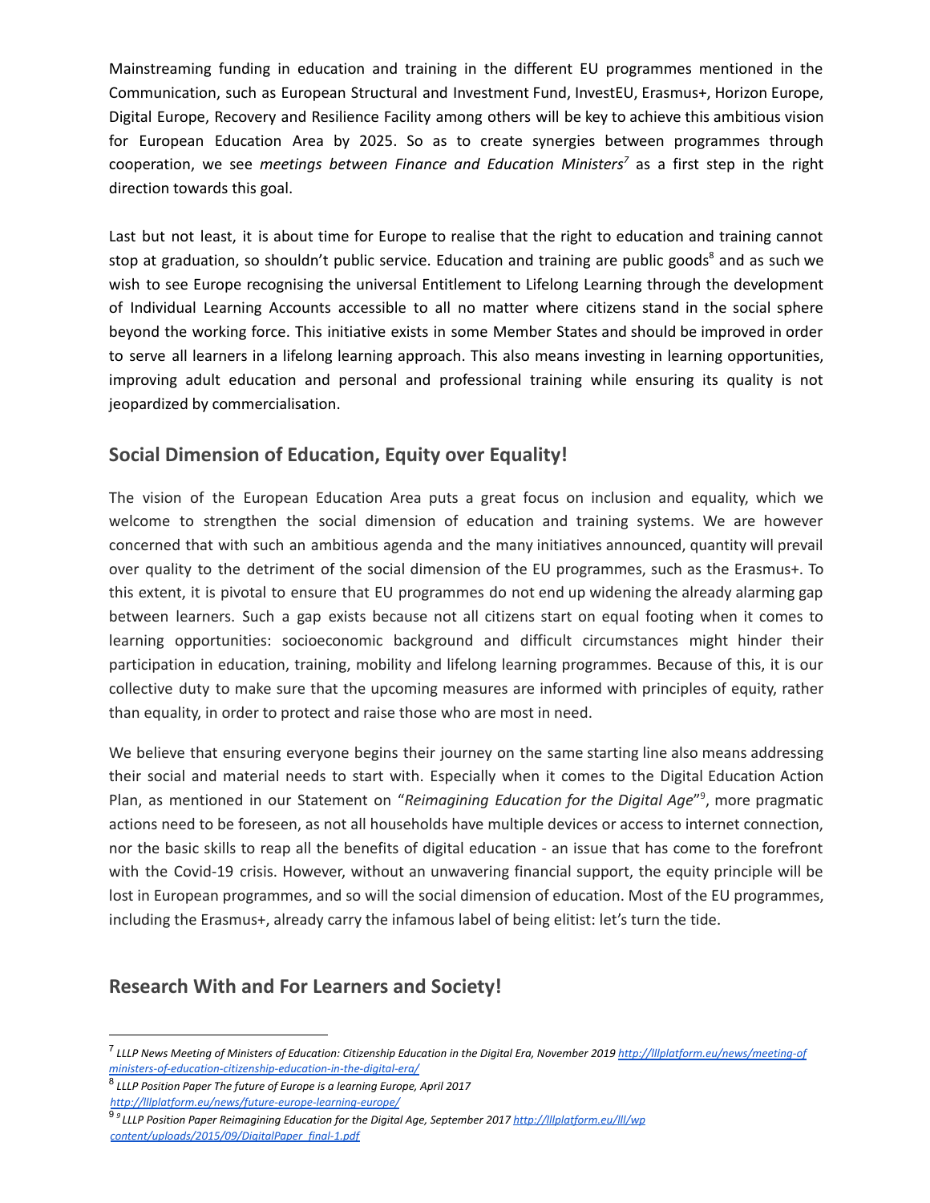Mainstreaming funding in education and training in the different EU programmes mentioned in the Communication, such as European Structural and Investment Fund, InvestEU, Erasmus+, Horizon Europe, Digital Europe, Recovery and Resilience Facility among others will be key to achieve this ambitious vision for European Education Area by 2025. So as to create synergies between programmes through cooperation, we see *meetings between Finance and Education Ministers*[7] as a first step in the right direction towards this goal.

Last but not least, it is about time for Europe to realise that the right to education and training cannot stop at graduation, so shouldn't public service. Education and training are public goods[8] and as such we wish to see Europe recognising the universal Entitlement to Lifelong Learning through the development of Individual Learning Accounts accessible to all no matter where citizens stand in the social sphere beyond the working force. This initiative exists in some Member States and should be improved in order to serve all learners in a lifelong learning approach. This also means investing in learning opportunities, improving adult education and personal and professional training while ensuring its quality is not jeopardized by commercialisation.

## Social Dimension of Education, Equity over Equality!

The vision of the European Education Area puts a great focus on inclusion and equality, which we welcome to strengthen the social dimension of education and training systems. We are however concerned that with such an ambitious agenda and the many initiatives announced, quantity will prevail over quality to the detriment of the social dimension of the EU programmes, such as the Erasmus+. To this extent, it is pivotal to ensure that EU programmes do not end up widening the already alarming gap between learners. Such a gap exists because not all citizens start on equal footing when it comes to learning opportunities: socioeconomic background and difficult circumstances might hinder their participation in education, training, mobility and lifelong learning programmes. Because of this, it is our collective duty to make sure that the upcoming measures are informed with principles of equity, rather than equality, in order to protect and raise those who are most in need.

We believe that ensuring everyone begins their journey on the same starting line also means addressing their social and material needs to start with. Especially when it comes to the Digital Education Action Plan, as mentioned in our Statement on "*Reimagining Education for the Digital Age*"[9], more pragmatic actions need to be foreseen, as not all households have multiple devices or access to internet connection, nor the basic skills to reap all the benefits of digital education - an issue that has come to the forefront with the Covid-19 crisis. However, without an unwavering financial support, the equity principle will be lost in European programmes, and so will the social dimension of education. Most of the EU programmes, including the Erasmus+, already carry the infamous label of being elitist: let's turn the tide.

## Research With and For Learners and Society!

---

[7] *LLLP News Meeting of Ministers of Education: Citizenship Education in the Digital Era, November 2019* http://lllplatform.eu/news/meeting-of ministers-of-education-citizenship-education-in-the-digital-era/

[8] *LLLP Position Paper The future of Europe is a learning Europe, April 2017* http://lllplatform.eu/news/future-europe-learning-europe/

[9] *[9] LLLP Position Paper Reimagining Education for the Digital Age, September 2017* http://lllplatform.eu/lll/wp content/uploads/2015/09/DigitalPaper_final-1.pdf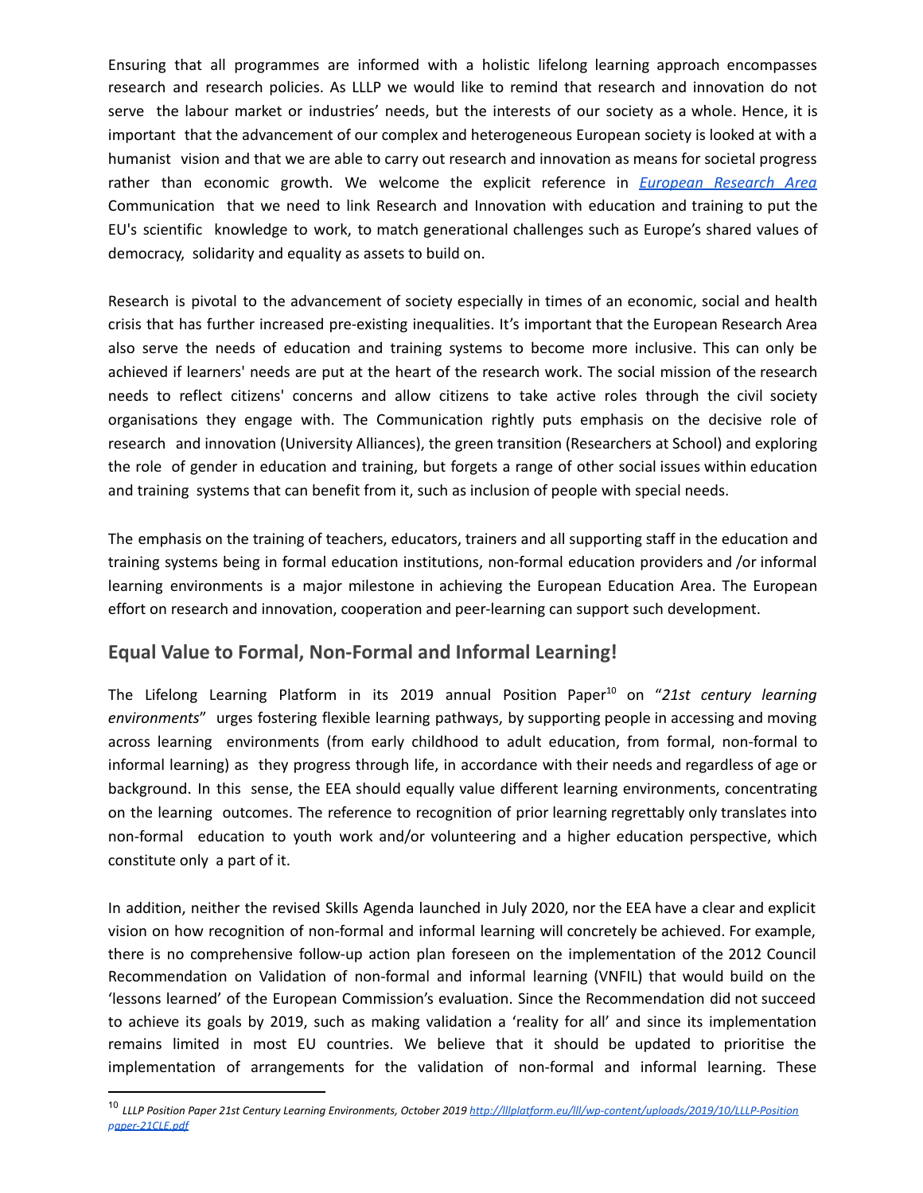Ensuring that all programmes are informed with a holistic lifelong learning approach encompasses research and research policies. As LLLP we would like to remind that research and innovation do not serve the labour market or industries' needs, but the interests of our society as a whole. Hence, it is important that the advancement of our complex and heterogeneous European society is looked at with a humanist vision and that we are able to carry out research and innovation as means for societal progress rather than economic growth. We welcome the explicit reference in *[European Research Area](#)* Communication that we need to link Research and Innovation with education and training to put the EU's scientific knowledge to work, to match generational challenges such as Europe's shared values of democracy, solidarity and equality as assets to build on.

Research is pivotal to the advancement of society especially in times of an economic, social and health crisis that has further increased pre-existing inequalities. It's important that the European Research Area also serve the needs of education and training systems to become more inclusive. This can only be achieved if learners' needs are put at the heart of the research work. The social mission of the research needs to reflect citizens' concerns and allow citizens to take active roles through the civil society organisations they engage with. The Communication rightly puts emphasis on the decisive role of research and innovation (University Alliances), the green transition (Researchers at School) and exploring the role of gender in education and training, but forgets a range of other social issues within education and training systems that can benefit from it, such as inclusion of people with special needs.

The emphasis on the training of teachers, educators, trainers and all supporting staff in the education and training systems being in formal education institutions, non-formal education providers and /or informal learning environments is a major milestone in achieving the European Education Area. The European effort on research and innovation, cooperation and peer-learning can support such development.

## Equal Value to Formal, Non-Formal and Informal Learning!

The Lifelong Learning Platform in its 2019 annual Position Paper[10] on "*21st century learning environments*" urges fostering flexible learning pathways, by supporting people in accessing and moving across learning environments (from early childhood to adult education, from formal, non-formal to informal learning) as they progress through life, in accordance with their needs and regardless of age or background. In this sense, the EEA should equally value different learning environments, concentrating on the learning outcomes. The reference to recognition of prior learning regrettably only translates into non-formal education to youth work and/or volunteering and a higher education perspective, which constitute only a part of it.

In addition, neither the revised Skills Agenda launched in July 2020, nor the EEA have a clear and explicit vision on how recognition of non-formal and informal learning will concretely be achieved. For example, there is no comprehensive follow-up action plan foreseen on the implementation of the 2012 Council Recommendation on Validation of non-formal and informal learning (VNFIL) that would build on the 'lessons learned' of the European Commission's evaluation. Since the Recommendation did not succeed to achieve its goals by 2019, such as making validation a 'reality for all' and since its implementation remains limited in most EU countries. We believe that it should be updated to prioritise the implementation of arrangements for the validation of non-formal and informal learning. These

---

[10] *LLLP Position Paper 21st Century Learning Environments, October 2019* [http://lllplatform.eu/lll/wp-content/uploads/2019/10/LLLP-Position paper-21CLE.pdf](http://lllplatform.eu/lll/wp-content/uploads/2019/10/LLLP-Positionpaper-21CLE.pdf)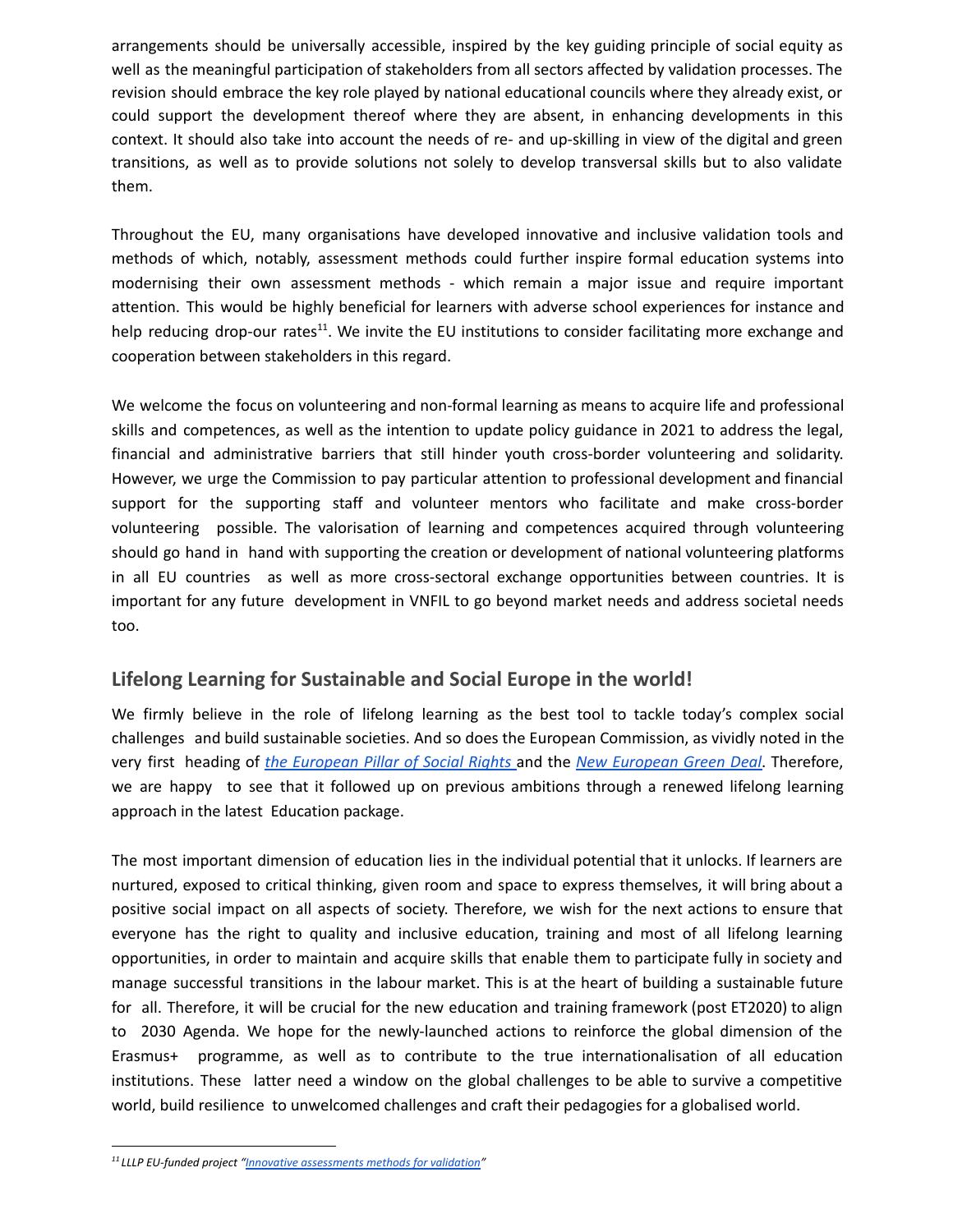arrangements should be universally accessible, inspired by the key guiding principle of social equity as well as the meaningful participation of stakeholders from all sectors affected by validation processes. The revision should embrace the key role played by national educational councils where they already exist, or could support the development thereof where they are absent, in enhancing developments in this context. It should also take into account the needs of re- and up-skilling in view of the digital and green transitions, as well as to provide solutions not solely to develop transversal skills but to also validate them.

Throughout the EU, many organisations have developed innovative and inclusive validation tools and methods of which, notably, assessment methods could further inspire formal education systems into modernising their own assessment methods - which remain a major issue and require important attention. This would be highly beneficial for learners with adverse school experiences for instance and help reducing drop-our rates[11]. We invite the EU institutions to consider facilitating more exchange and cooperation between stakeholders in this regard.

We welcome the focus on volunteering and non-formal learning as means to acquire life and professional skills and competences, as well as the intention to update policy guidance in 2021 to address the legal, financial and administrative barriers that still hinder youth cross-border volunteering and solidarity. However, we urge the Commission to pay particular attention to professional development and financial support for the supporting staff and volunteer mentors who facilitate and make cross-border volunteering possible. The valorisation of learning and competences acquired through volunteering should go hand in hand with supporting the creation or development of national volunteering platforms in all EU countries as well as more cross-sectoral exchange opportunities between countries. It is important for any future development in VNFIL to go beyond market needs and address societal needs too.

## Lifelong Learning for Sustainable and Social Europe in the world!

We firmly believe in the role of lifelong learning as the best tool to tackle today's complex social challenges and build sustainable societies. And so does the European Commission, as vividly noted in the very first heading of *the European Pillar of Social Rights* and the *New European Green Deal*. Therefore, we are happy to see that it followed up on previous ambitions through a renewed lifelong learning approach in the latest Education package.

The most important dimension of education lies in the individual potential that it unlocks. If learners are nurtured, exposed to critical thinking, given room and space to express themselves, it will bring about a positive social impact on all aspects of society. Therefore, we wish for the next actions to ensure that everyone has the right to quality and inclusive education, training and most of all lifelong learning opportunities, in order to maintain and acquire skills that enable them to participate fully in society and manage successful transitions in the labour market. This is at the heart of building a sustainable future for all. Therefore, it will be crucial for the new education and training framework (post ET2020) to align to 2030 Agenda. We hope for the newly-launched actions to reinforce the global dimension of the Erasmus+ programme, as well as to contribute to the true internationalisation of all education institutions. These latter need a window on the global challenges to be able to survive a competitive world, build resilience to unwelcomed challenges and craft their pedagogies for a globalised world.

---

[11] *LLLP EU-funded project "Innovative assessments methods for validation"*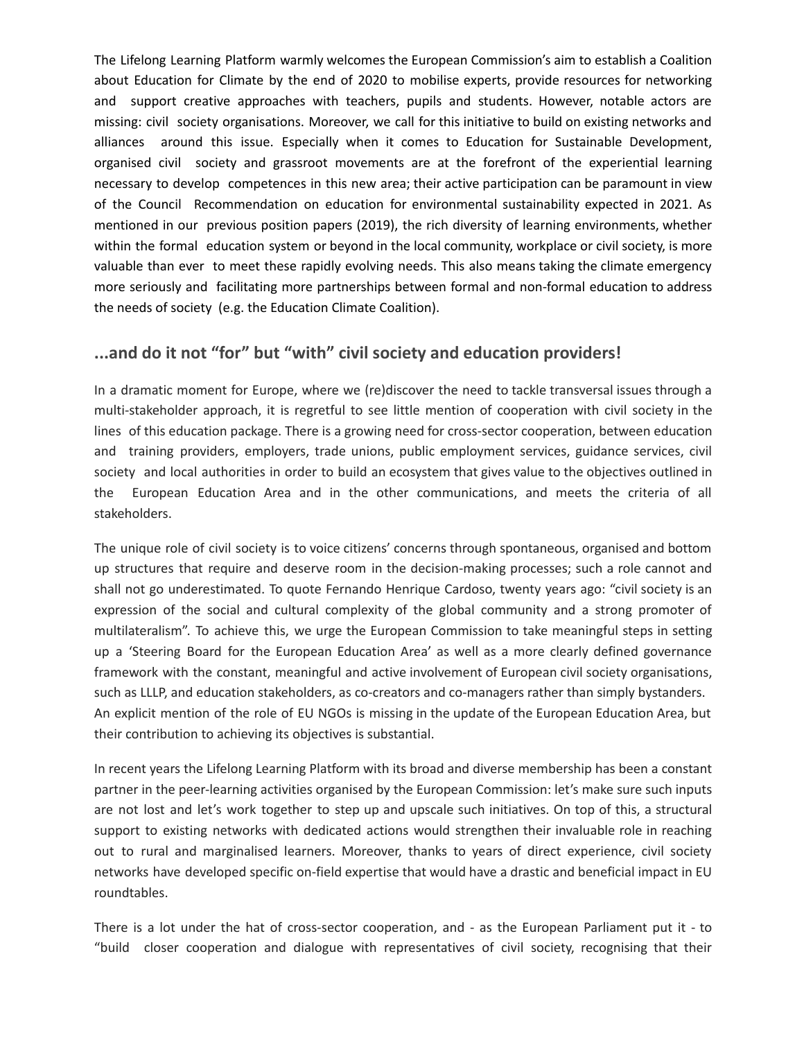The Lifelong Learning Platform warmly welcomes the European Commission's aim to establish a Coalition about Education for Climate by the end of 2020 to mobilise experts, provide resources for networking and support creative approaches with teachers, pupils and students. However, notable actors are missing: civil society organisations. Moreover, we call for this initiative to build on existing networks and alliances around this issue. Especially when it comes to Education for Sustainable Development, organised civil society and grassroot movements are at the forefront of the experiential learning necessary to develop competences in this new area; their active participation can be paramount in view of the Council Recommendation on education for environmental sustainability expected in 2021. As mentioned in our previous position papers (2019), the rich diversity of learning environments, whether within the formal education system or beyond in the local community, workplace or civil society, is more valuable than ever to meet these rapidly evolving needs. This also means taking the climate emergency more seriously and facilitating more partnerships between formal and non-formal education to address the needs of society (e.g. the Education Climate Coalition).

## ...and do it not "for" but "with" civil society and education providers!

In a dramatic moment for Europe, where we (re)discover the need to tackle transversal issues through a multi-stakeholder approach, it is regretful to see little mention of cooperation with civil society in the lines of this education package. There is a growing need for cross-sector cooperation, between education and training providers, employers, trade unions, public employment services, guidance services, civil society and local authorities in order to build an ecosystem that gives value to the objectives outlined in the European Education Area and in the other communications, and meets the criteria of all stakeholders.

The unique role of civil society is to voice citizens' concerns through spontaneous, organised and bottom up structures that require and deserve room in the decision-making processes; such a role cannot and shall not go underestimated. To quote Fernando Henrique Cardoso, twenty years ago: "civil society is an expression of the social and cultural complexity of the global community and a strong promoter of multilateralism". To achieve this, we urge the European Commission to take meaningful steps in setting up a 'Steering Board for the European Education Area' as well as a more clearly defined governance framework with the constant, meaningful and active involvement of European civil society organisations, such as LLLP, and education stakeholders, as co-creators and co-managers rather than simply bystanders. An explicit mention of the role of EU NGOs is missing in the update of the European Education Area, but their contribution to achieving its objectives is substantial.

In recent years the Lifelong Learning Platform with its broad and diverse membership has been a constant partner in the peer-learning activities organised by the European Commission: let's make sure such inputs are not lost and let's work together to step up and upscale such initiatives. On top of this, a structural support to existing networks with dedicated actions would strengthen their invaluable role in reaching out to rural and marginalised learners. Moreover, thanks to years of direct experience, civil society networks have developed specific on-field expertise that would have a drastic and beneficial impact in EU roundtables.

There is a lot under the hat of cross-sector cooperation, and - as the European Parliament put it - to "build closer cooperation and dialogue with representatives of civil society, recognising that their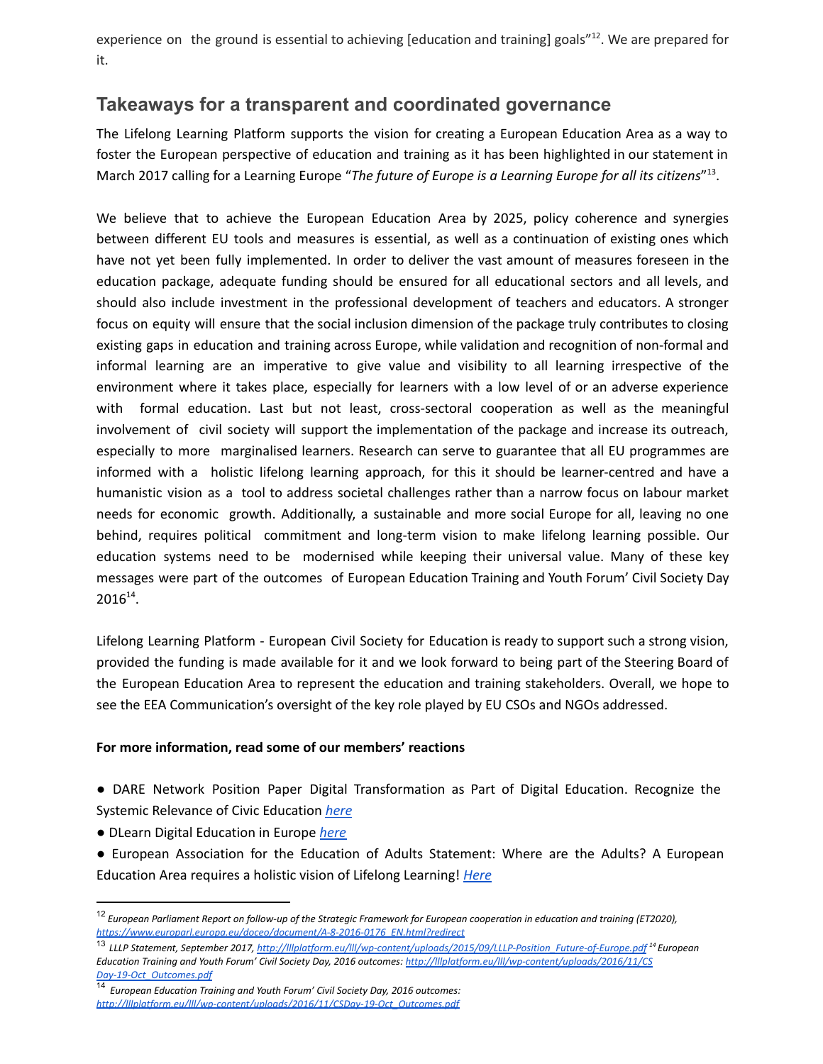experience on the ground is essential to achieving [education and training] goals"[12]. We are prepared for it.

## Takeaways for a transparent and coordinated governance

The Lifelong Learning Platform supports the vision for creating a European Education Area as a way to foster the European perspective of education and training as it has been highlighted in our statement in March 2017 calling for a Learning Europe "*The future of Europe is a Learning Europe for all its citizens*"[13].

We believe that to achieve the European Education Area by 2025, policy coherence and synergies between different EU tools and measures is essential, as well as a continuation of existing ones which have not yet been fully implemented. In order to deliver the vast amount of measures foreseen in the education package, adequate funding should be ensured for all educational sectors and all levels, and should also include investment in the professional development of teachers and educators. A stronger focus on equity will ensure that the social inclusion dimension of the package truly contributes to closing existing gaps in education and training across Europe, while validation and recognition of non-formal and informal learning are an imperative to give value and visibility to all learning irrespective of the environment where it takes place, especially for learners with a low level of or an adverse experience with formal education. Last but not least, cross-sectoral cooperation as well as the meaningful involvement of civil society will support the implementation of the package and increase its outreach, especially to more marginalised learners. Research can serve to guarantee that all EU programmes are informed with a holistic lifelong learning approach, for this it should be learner-centred and have a humanistic vision as a tool to address societal challenges rather than a narrow focus on labour market needs for economic growth. Additionally, a sustainable and more social Europe for all, leaving no one behind, requires political commitment and long-term vision to make lifelong learning possible. Our education systems need to be modernised while keeping their universal value. Many of these key messages were part of the outcomes of European Education Training and Youth Forum' Civil Society Day 2016[14].

Lifelong Learning Platform - European Civil Society for Education is ready to support such a strong vision, provided the funding is made available for it and we look forward to being part of the Steering Board of the European Education Area to represent the education and training stakeholders. Overall, we hope to see the EEA Communication's oversight of the key role played by EU CSOs and NGOs addressed.

**For more information, read some of our members' reactions**

- DARE Network Position Paper Digital Transformation as Part of Digital Education. Recognize the Systemic Relevance of Civic Education *here*
- DLearn Digital Education in Europe *here*
- European Association for the Education of Adults Statement: Where are the Adults? A European Education Area requires a holistic vision of Lifelong Learning! *Here*

---

[12] *European Parliament Report on follow-up of the Strategic Framework for European cooperation in education and training (ET2020), https://www.europarl.europa.eu/doceo/document/A-8-2016-0176_EN.html?redirect*

[13] *LLLP Statement, September 2017, http://lllplatform.eu/lll/wp-content/uploads/2015/09/LLLP-Position_Future-of-Europe.pdf* [14] *European Education Training and Youth Forum' Civil Society Day, 2016 outcomes: http://lllplatform.eu/lll/wp-content/uploads/2016/11/CS Day-19-Oct_Outcomes.pdf*

[14] *European Education Training and Youth Forum' Civil Society Day, 2016 outcomes: http://lllplatform.eu/lll/wp-content/uploads/2016/11/CSDay-19-Oct_Outcomes.pdf*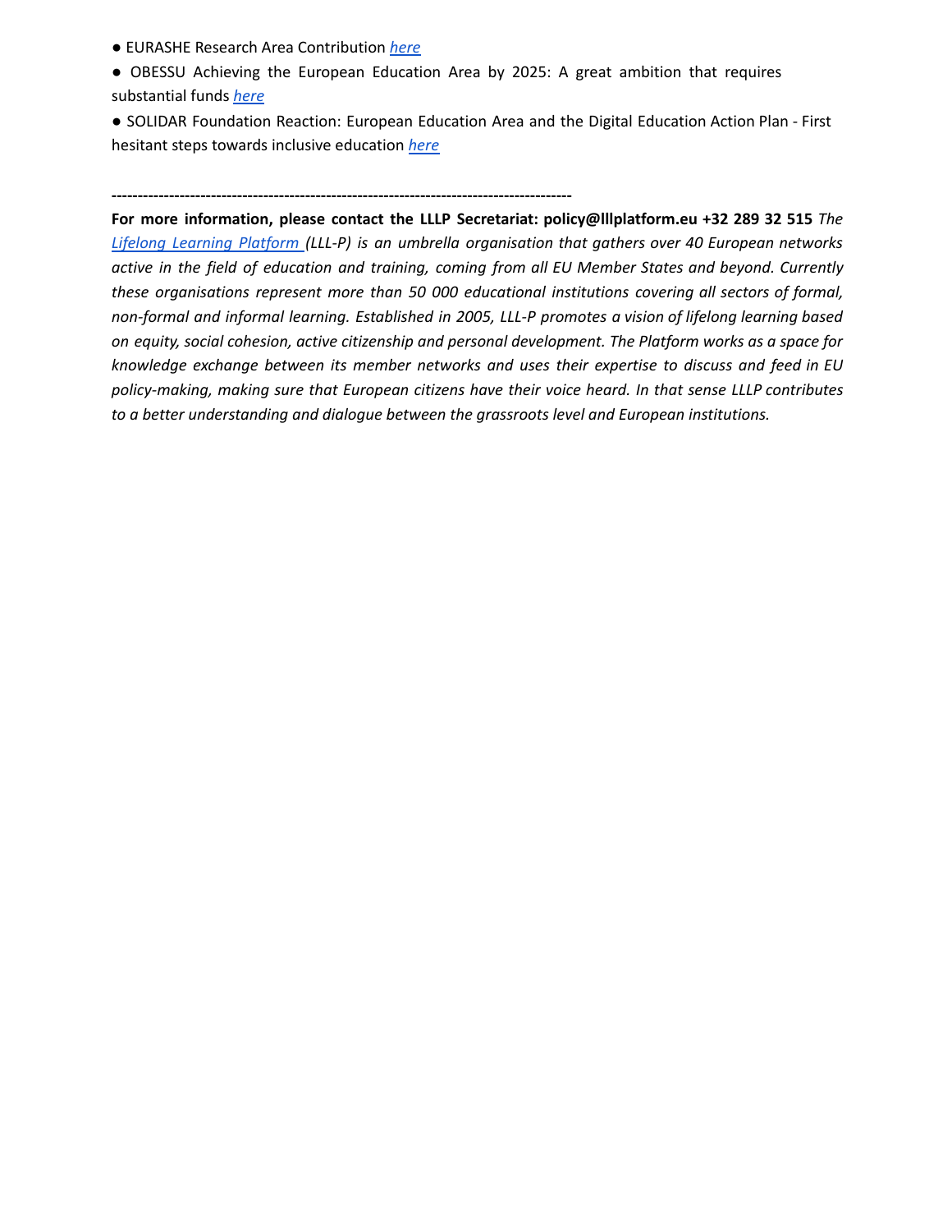● EURASHE Research Area Contribution *here*

● OBESSU Achieving the European Education Area by 2025: A great ambition that requires substantial funds *here*

● SOLIDAR Foundation Reaction: European Education Area and the Digital Education Action Plan - First hesitant steps towards inclusive education *here*

**-----------------------------------------------------------------------------------------**

**For more information, please contact the LLLP Secretariat: policy@lllplatform.eu +32 289 32 515** *The Lifelong Learning Platform (LLL-P) is an umbrella organisation that gathers over 40 European networks active in the field of education and training, coming from all EU Member States and beyond. Currently these organisations represent more than 50 000 educational institutions covering all sectors of formal, non-formal and informal learning. Established in 2005, LLL-P promotes a vision of lifelong learning based on equity, social cohesion, active citizenship and personal development. The Platform works as a space for knowledge exchange between its member networks and uses their expertise to discuss and feed in EU policy-making, making sure that European citizens have their voice heard. In that sense LLLP contributes to a better understanding and dialogue between the grassroots level and European institutions.*